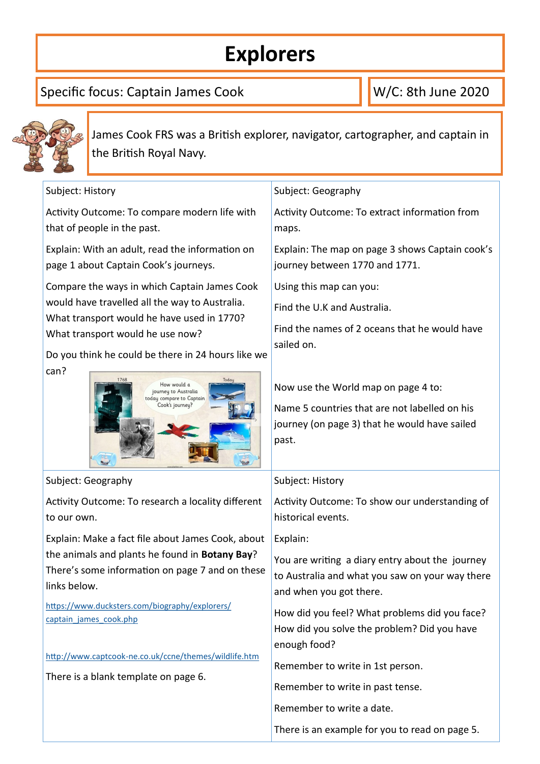# Explorers

Specific focus: Captain James Cook

W/C: 8th June 2020

James Cook FRS was a British explorer, navigator, cartographer, and captain in the British Royal Navy.

Subject: History

Activity Outcome: To compare modern life with that of people in the past.

Explain: With an adult, read the information on page 1 about Captain Cook's journeys.

Compare the ways in which Captain James Cook would have travelled all the way to Australia. What transport would he have used in 1770? What transport would he use now?

Do you think he could be there in 24 hours like we can?

Subject: Geography

Activity Outcome: To extract information from maps.

Explain: The map on page 3 shows Captain cook's journey between 1770 and 1771.

Using this map can you:

Find the U.K and Australia.

Find the names of 2 oceans that he would have sailed on.

Now use the World map on page 4 to:

Name 5 countries that are not labelled on his journey (on page 3) that he would have sailed past.

Subject: Geography

Activity Outcome: To research a locality different to our own.

Explain: Make a fact file about James Cook, about the animals and plants he found in **Botany Bay**? There's some information on page 7 and on these links below.

https://www.ducksters.com/biography/explorers/captain_james_cook.php

http://www.captcook-ne.co.uk/ccne/themes/wildlife.htm

There is a blank template on page 6.

Subject: History

Activity Outcome: To show our understanding of historical events.

Explain:

You are writing a diary entry about the journey to Australia and what you saw on your way there and when you got there.

How did you feel? What problems did you face? How did you solve the problem? Did you have enough food?

Remember to write in 1st person.

Remember to write in past tense.

Remember to write a date.

There is an example for you to read on page 5.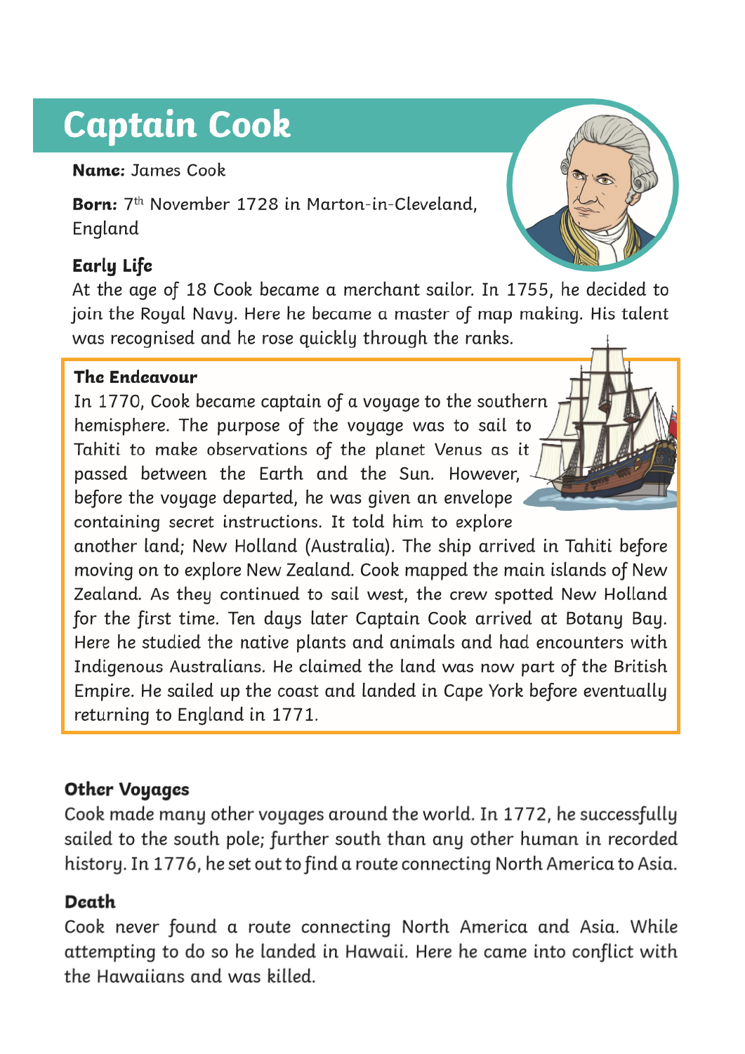# Captain Cook

**Name:** James Cook

**Born:** 7th November 1728 in Marton-in-Cleveland, England

### Early Life

At the age of 18 Cook became a merchant sailor. In 1755, he decided to join the Royal Navy. Here he became a master of map making. His talent was recognised and he rose quickly through the ranks.

### The Endeavour

In 1770, Cook became captain of a voyage to the southern hemisphere. The purpose of the voyage was to sail to Tahiti to make observations of the planet Venus as it passed between the Earth and the Sun. However, before the voyage departed, he was given an envelope containing secret instructions. It told him to explore another land; New Holland (Australia). The ship arrived in Tahiti before moving on to explore New Zealand. Cook mapped the main islands of New Zealand. As they continued to sail west, the crew spotted New Holland for the first time. Ten days later Captain Cook arrived at Botany Bay. Here he studied the native plants and animals and had encounters with Indigenous Australians. He claimed the land was now part of the British Empire. He sailed up the coast and landed in Cape York before eventually returning to England in 1771.

### Other Voyages

Cook made many other voyages around the world. In 1772, he successfully sailed to the south pole; further south than any other human in recorded history. In 1776, he set out to find a route connecting North America to Asia.

### Death

Cook never found a route connecting North America and Asia. While attempting to do so he landed in Hawaii. Here he came into conflict with the Hawaiians and was killed.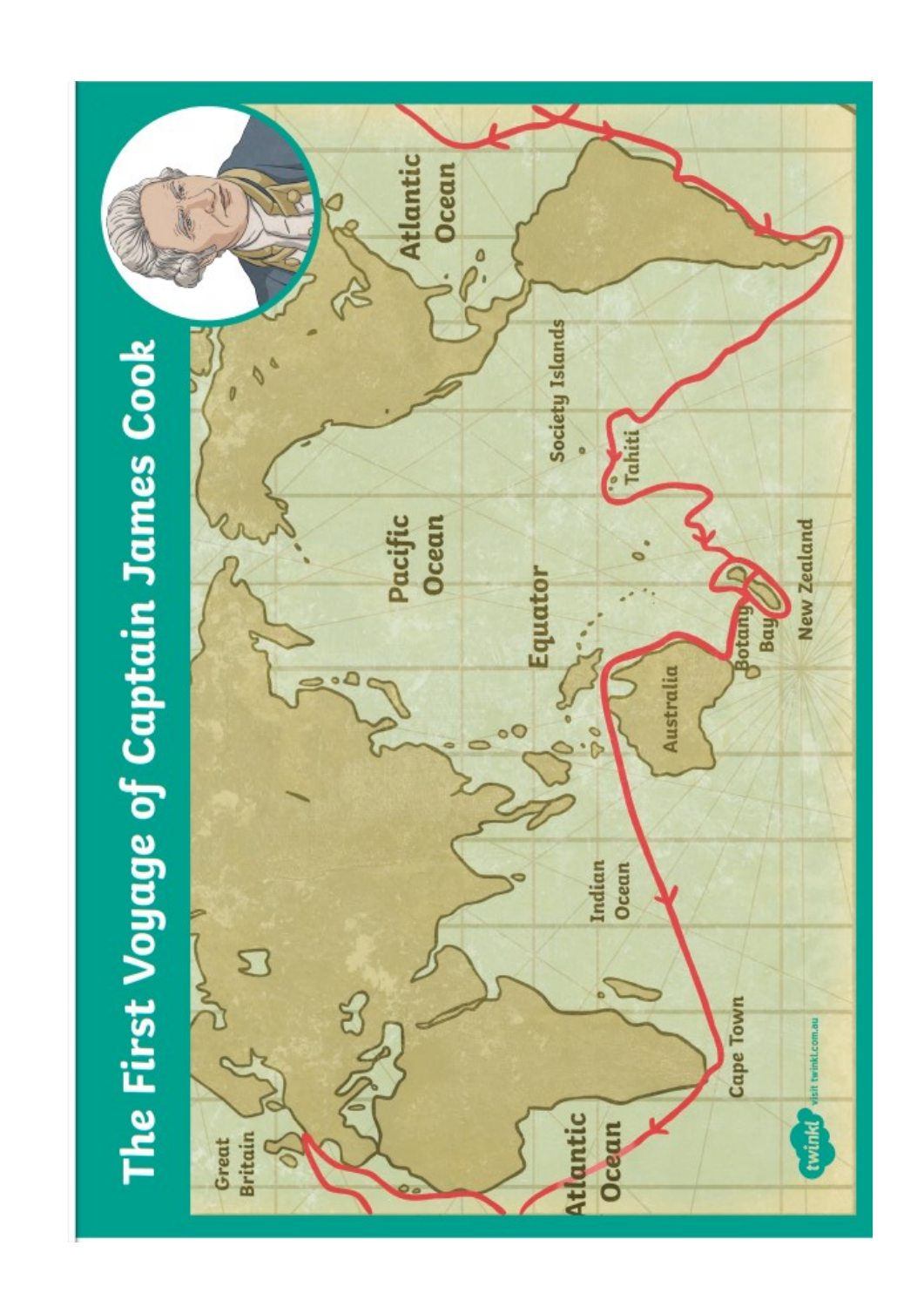# The First Voyage of Captain James Cook

Great Britain

Atlantic Ocean

Cape Town

Indian Ocean

Australia

Botany Bay

New Zealand

Equator

Pacific Ocean

Tahiti

Society Islands

Atlantic Ocean

twinkl visit twinkl.com.au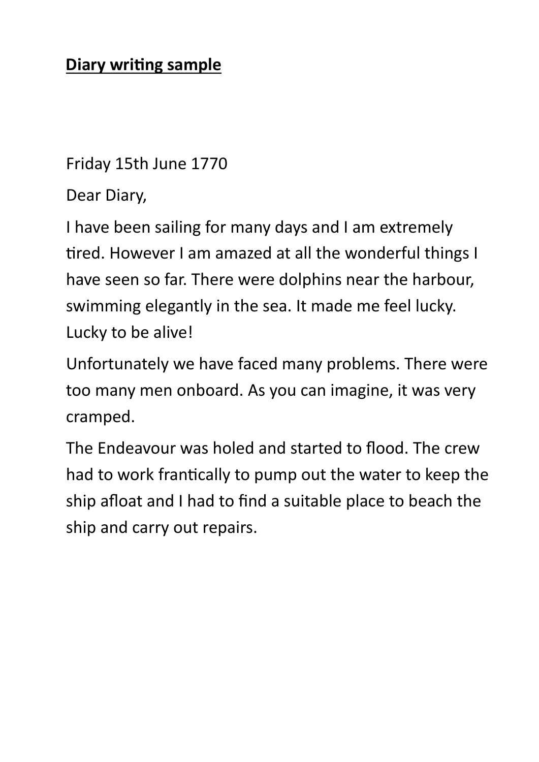**Diary writing sample**

Friday 15th June 1770

Dear Diary,

I have been sailing for many days and I am extremely tired. However I am amazed at all the wonderful things I have seen so far. There were dolphins near the harbour, swimming elegantly in the sea. It made me feel lucky. Lucky to be alive!

Unfortunately we have faced many problems. There were too many men onboard. As you can imagine, it was very cramped.

The Endeavour was holed and started to flood. The crew had to work frantically to pump out the water to keep the ship afloat and I had to find a suitable place to beach the ship and carry out repairs.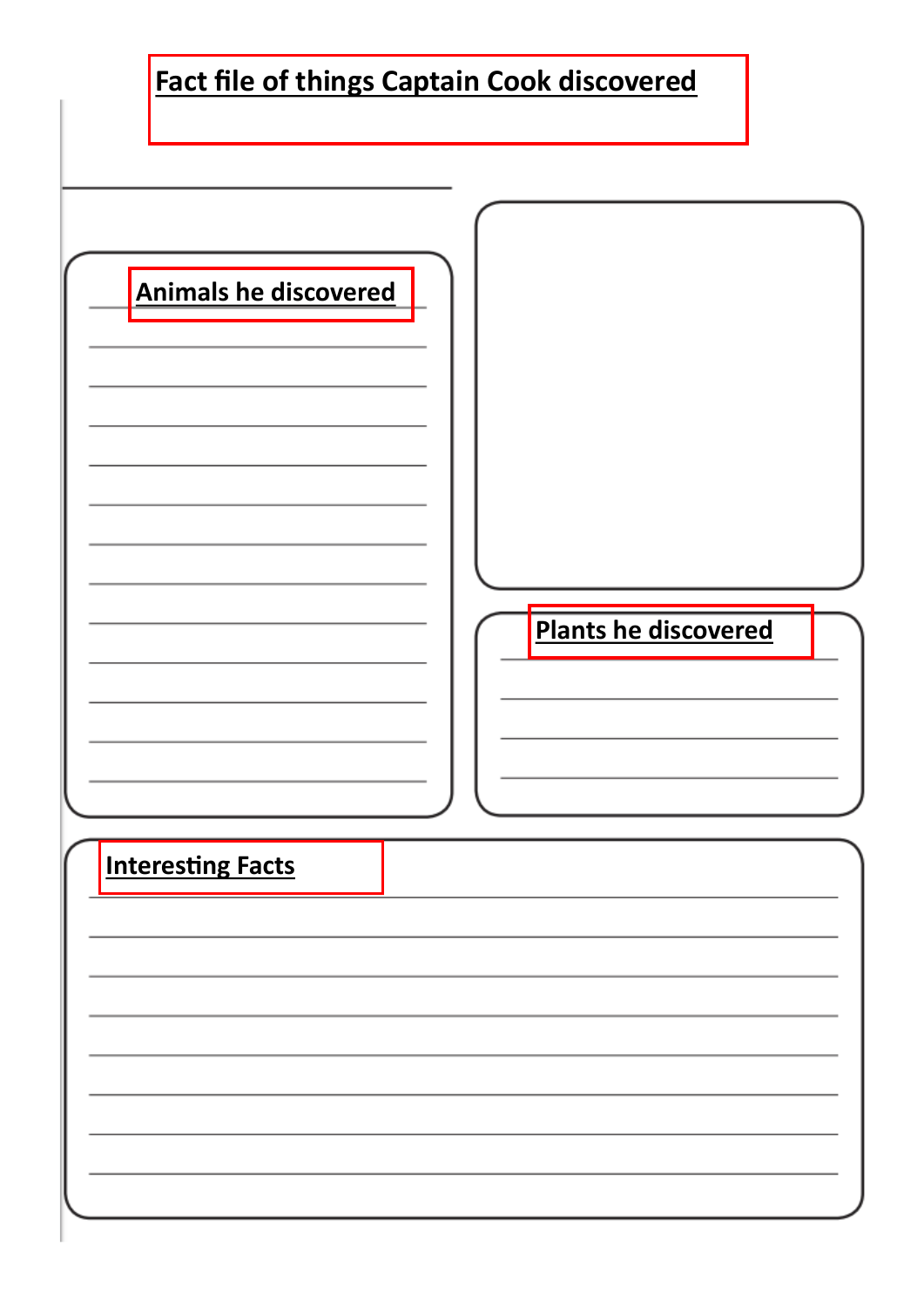# Fact file of things Captain Cook discovered

## Animals he discovered

## Plants he discovered

## Interesting Facts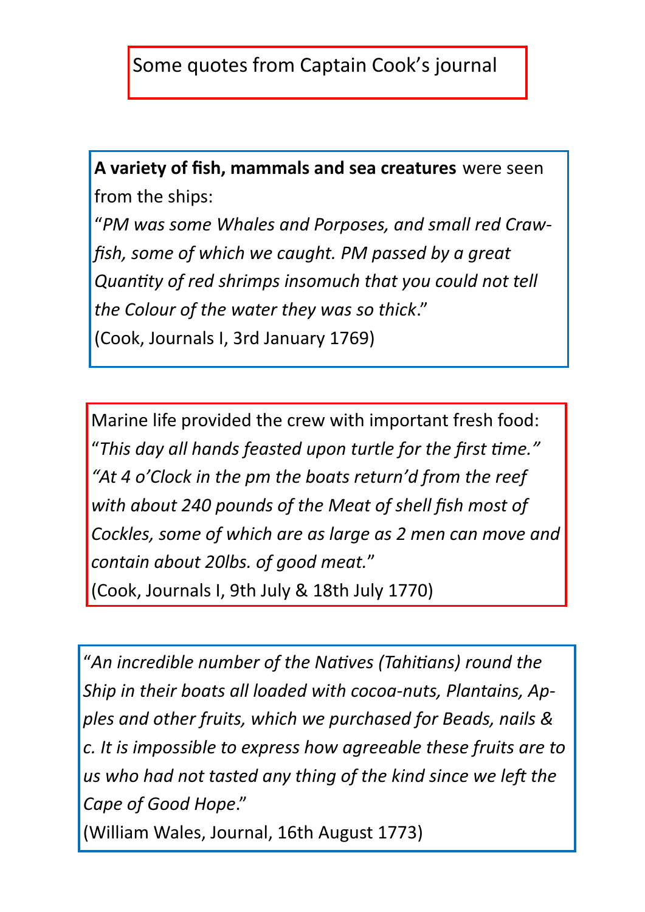Some quotes from Captain Cook's journal

**A variety of fish, mammals and sea creatures** were seen from the ships:

"*PM was some Whales and Porposes, and small red Craw-fish, some of which we caught. PM passed by a great Quantity of red shrimps insomuch that you could not tell the Colour of the water they was so thick*."

(Cook, Journals I, 3rd January 1769)

Marine life provided the crew with important fresh food:

"*This day all hands feasted upon turtle for the first time.*" "*At 4 o'Clock in the pm the boats return'd from the reef with about 240 pounds of the Meat of shell fish most of Cockles, some of which are as large as 2 men can move and contain about 20lbs. of good meat.*"

(Cook, Journals I, 9th July & 18th July 1770)

"*An incredible number of the Natives (Tahitians) round the Ship in their boats all loaded with cocoa-nuts, Plantains, Apples and other fruits, which we purchased for Beads, nails & c. It is impossible to express how agreeable these fruits are to us who had not tasted any thing of the kind since we left the Cape of Good Hope*."

(William Wales, Journal, 16th August 1773)